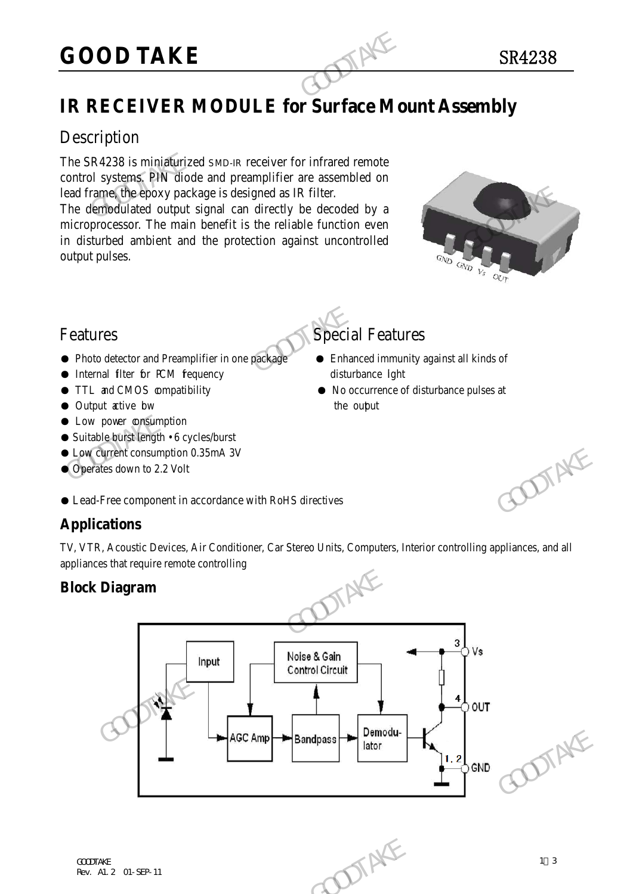# GOOD TAKE

SR4238

## IR RECEIVER MODULE for Surface Mount Assembly

## Description

The SR4238 is miniaturized SMD-IR receiver for infrared remote control systems. PIN diode and preamplifier are assembled on lead frame, the epoxy package is designed as IR filter.

The demodulated output signal can directly be decoded by a microprocessor. The main benefit is the reliable function even in disturbed ambient and the protection against uncontrolled output pulses.

## Features

- Photo detector and Preamplifier in one package
- Internal filter for PCM frequency
- TTL and CMOS compatibility
- Output active low
- Low power consumption
- Suitable burst length • 6 cycles/burst
- Low current consumption 0.35mA 3V
- Operates down to 2.2 Volt
- Lead-Free component in accordance with RoHS directives

## Special Features

- Enhanced immunity against all kinds of disturbance light
- No occurrence of disturbance pulses at the output

### Applications

TV, VTR, Acoustic Devices, Air Conditioner, Car Stereo Units, Computers, Interior controlling appliances, and all appliances that require remote controlling

### Block Diagram

Input → AGC Amp → Bandpass → Demodulator; Noise & Gain Control Circuit

3 Vs, 4 OUT, 1, 2 GND

GOODTAKE
Rev. A1.2 01-SEP-11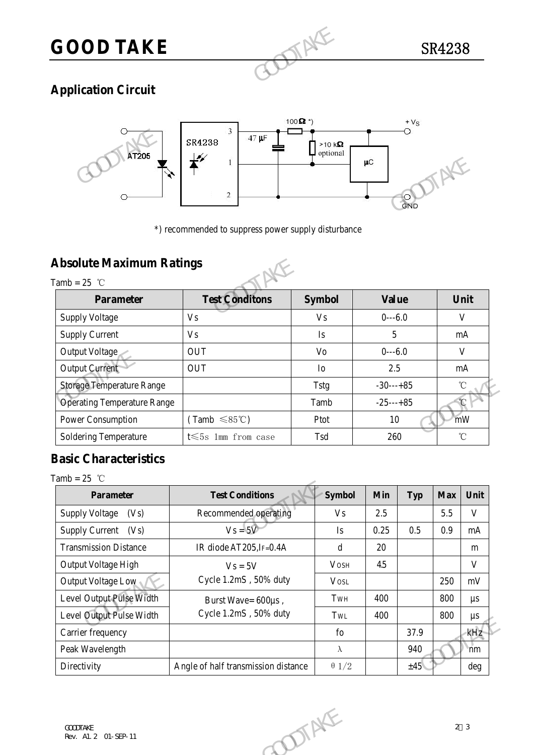## Application Circuit

*) recommended to suppress power supply disturbance

## Absolute Maximum Ratings

Tamb = 25 ℃

| Parameter | Test Conditons | Symbol | Value | Unit |
|---|---|---|---|---|
| Supply Voltage | Vs | Vs | 0---6.0 | V |
| Supply Current | Vs | Is | 5 | mA |
| Output Voltage | OUT | Vo | 0---6.0 | V |
| Output Current | OUT | Io | 2.5 | mA |
| Storage Temperature Range | | Tstg | -30---+85 | ℃ |
| Operating Temperature Range | | Tamb | -25---+85 | ℃ |
| Power Consumption | (Tamb ≤85℃) | Ptot | 10 | mW |
| Soldering Temperature | t≤5s 1mm from case | Tsd | 260 | ℃ |

## Basic Characteristics

Tamb = 25 ℃

| Parameter | Test Conditions | Symbol | Min | Typ | Max | Unit |
|---|---|---|---|---|---|---|
| Supply Voltage (Vs) | Recommended operating | Vs | 2.5 | | 5.5 | V |
| Supply Current (Vs) | Vs = 5V | Is | 0.25 | 0.5 | 0.9 | mA |
| Transmission Distance | IR diode AT205, $I_F$=0.4A | d | 20 | | | m |
| Output Voltage High | Vs = 5V<br>Cycle 1.2mS , 50% duty | $V_{OSH}$ | 4.5 | | | V |
| Output Voltage Low | | $V_{OSL}$ | | | 250 | mV |
| Level Output Pulse Width | Burst Wave= 600µs ,<br>Cycle 1.2mS , 50% duty | $T_{WH}$ | 400 | | 800 | µs |
| Level Output Pulse Width | | $T_{WL}$ | 400 | | 800 | µs |
| Carrier frequency | | fo | | 37.9 | | kHz |
| Peak Wavelength | | λ | | 940 | | nm |
| Directivity | Angle of half transmission distance | $\theta_{1/2}$ | | ±45 | | deg |

GOODTAKE
Rev. A1.2 01-SEP-11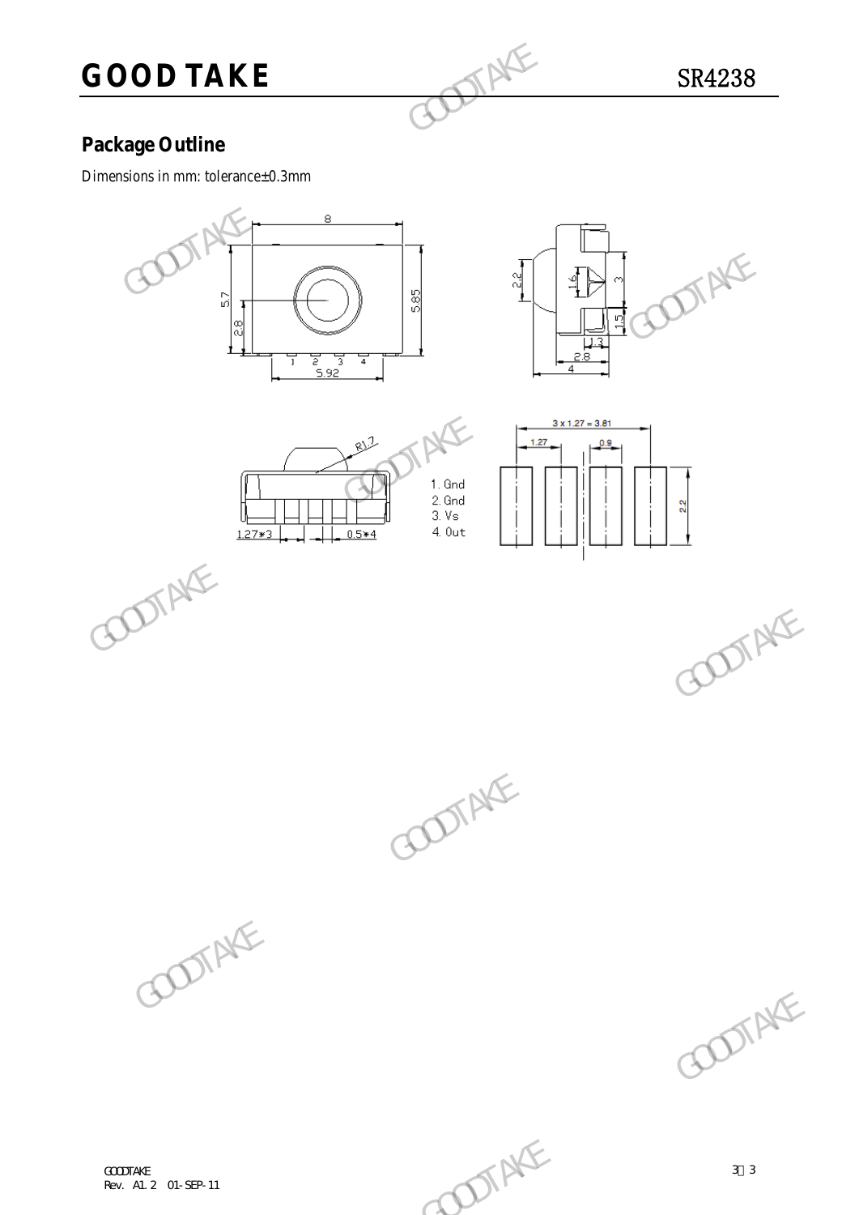## Package Outline

Dimensions in mm: tolerance±0.3mm

8

5.7

2.8

5.85

1 2 3 4

5.92

2.2

1.6

3

1.5

1.3

2.8

4

R1.7

1.27*3

0.5*4

1. Gnd
2. Gnd
3. Vs
4. Out

3 x 1.27 = 3.81

1.27

0.9

2.2